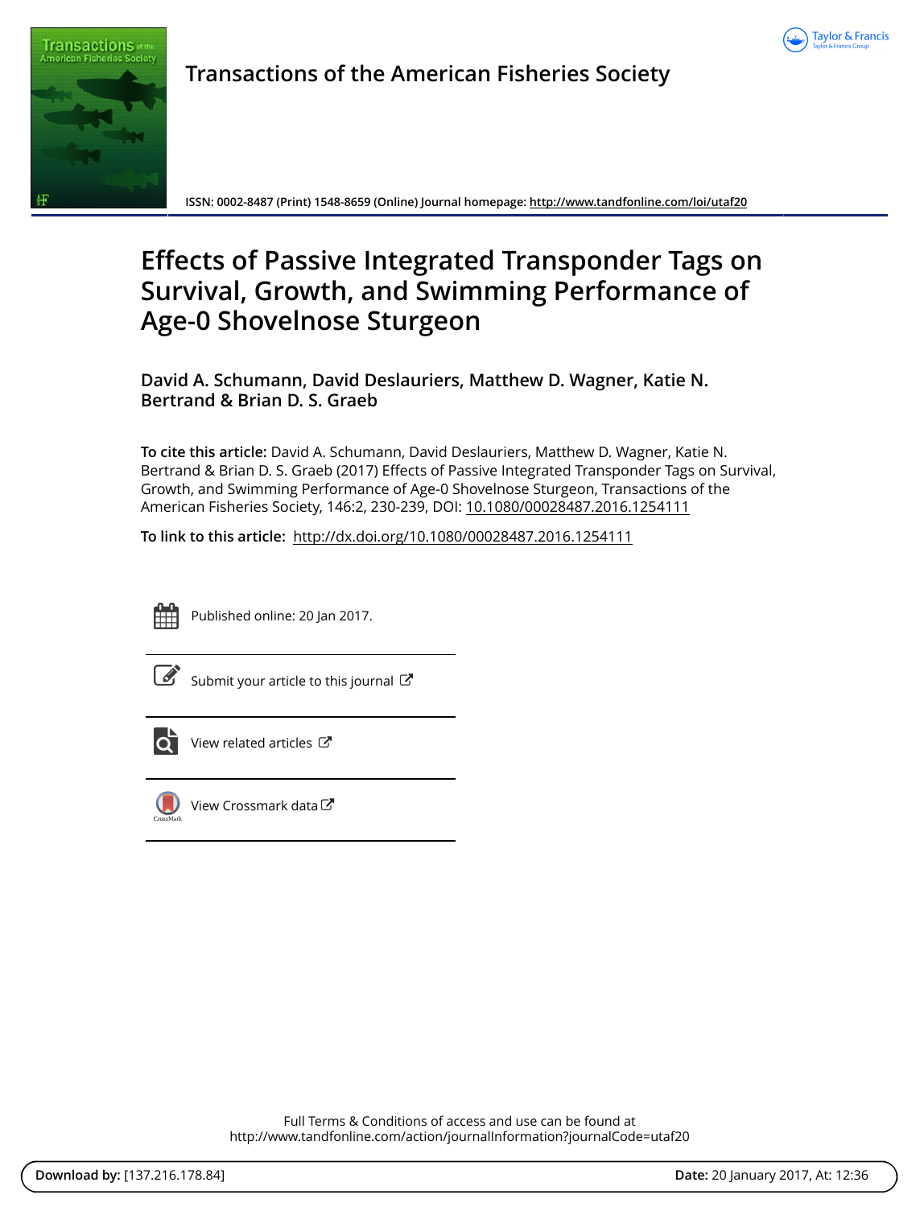# Transactions of the American Fisheries Society

ISSN: 0002-8487 (Print) 1548-8659 (Online) Journal homepage: http://www.tandfonline.com/loi/utaf20

# Effects of Passive Integrated Transponder Tags on Survival, Growth, and Swimming Performance of Age-0 Shovelnose Sturgeon

**David A. Schumann, David Deslauriers, Matthew D. Wagner, Katie N. Bertrand & Brian D. S. Graeb**

**To cite this article:** David A. Schumann, David Deslauriers, Matthew D. Wagner, Katie N. Bertrand & Brian D. S. Graeb (2017) Effects of Passive Integrated Transponder Tags on Survival, Growth, and Swimming Performance of Age-0 Shovelnose Sturgeon, Transactions of the American Fisheries Society, 146:2, 230-239, DOI: 10.1080/00028487.2016.1254111

**To link to this article:** http://dx.doi.org/10.1080/00028487.2016.1254111

Published online: 20 Jan 2017.

Submit your article to this journal

View related articles

View Crossmark data

Full Terms & Conditions of access and use can be found at http://www.tandfonline.com/action/journalInformation?journalCode=utaf20

**Download by:** [137.216.178.84] **Date:** 20 January 2017, At: 12:36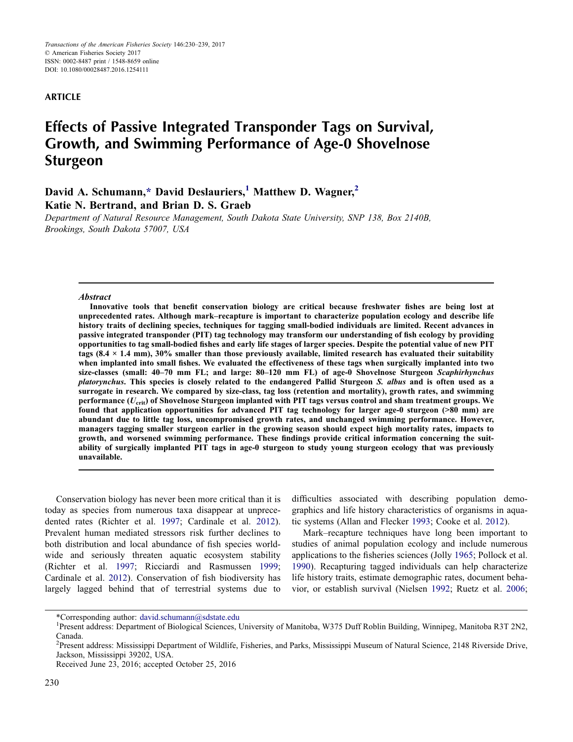**ARTICLE**

# Effects of Passive Integrated Transponder Tags on Survival, Growth, and Swimming Performance of Age-0 Shovelnose Sturgeon

**David A. Schumann,* David Deslauriers,[1] Matthew D. Wagner,[2] Katie N. Bertrand, and Brian D. S. Graeb**

*Department of Natural Resource Management, South Dakota State University, SNP 138, Box 2140B, Brookings, South Dakota 57007, USA*

### *Abstract*

**Innovative tools that benefit conservation biology are critical because freshwater fishes are being lost at unprecedented rates. Although mark–recapture is important to characterize population ecology and describe life history traits of declining species, techniques for tagging small-bodied individuals are limited. Recent advances in passive integrated transponder (PIT) tag technology may transform our understanding of fish ecology by providing opportunities to tag small-bodied fishes and early life stages of larger species. Despite the potential value of new PIT tags (8.4 × 1.4 mm), 30% smaller than those previously available, limited research has evaluated their suitability when implanted into small fishes. We evaluated the effectiveness of these tags when surgically implanted into two size-classes (small: 40–70 mm FL; and large: 80–120 mm FL) of age-0 Shovelnose Sturgeon *Scaphirhynchus platorynchus*. This species is closely related to the endangered Pallid Sturgeon *S. albus* and is often used as a surrogate in research. We compared by size-class, tag loss (retention and mortality), growth rates, and swimming performance ($U_{crit}$) of Shovelnose Sturgeon implanted with PIT tags versus control and sham treatment groups. We found that application opportunities for advanced PIT tag technology for larger age-0 sturgeon (>80 mm) are abundant due to little tag loss, uncompromised growth rates, and unchanged swimming performance. However, managers tagging smaller sturgeon earlier in the growing season should expect high mortality rates, impacts to growth, and worsened swimming performance. These findings provide critical information concerning the suitability of surgically implanted PIT tags in age-0 sturgeon to study young sturgeon ecology that was previously unavailable.**

Conservation biology has never been more critical than it is today as species from numerous taxa disappear at unprecedented rates (Richter et al. 1997; Cardinale et al. 2012). Prevalent human mediated stressors risk further declines to both distribution and local abundance of fish species worldwide and seriously threaten aquatic ecosystem stability (Richter et al. 1997; Ricciardi and Rasmussen 1999; Cardinale et al. 2012). Conservation of fish biodiversity has largely lagged behind that of terrestrial systems due to difficulties associated with describing population demographics and life history characteristics of organisms in aquatic systems (Allan and Flecker 1993; Cooke et al. 2012).

Mark–recapture techniques have long been important to studies of animal population ecology and include numerous applications to the fisheries sciences (Jolly 1965; Pollock et al. 1990). Recapturing tagged individuals can help characterize life history traits, estimate demographic rates, document behavior, or establish survival (Nielsen 1992; Ruetz et al. 2006;

---

*Corresponding author: david.schumann@sdstate.edu

[1]Present address: Department of Biological Sciences, University of Manitoba, W375 Duff Roblin Building, Winnipeg, Manitoba R3T 2N2, Canada.

[2]Present address: Mississippi Department of Wildlife, Fisheries, and Parks, Mississippi Museum of Natural Science, 2148 Riverside Drive, Jackson, Mississippi 39202, USA.

Received June 23, 2016; accepted October 25, 2016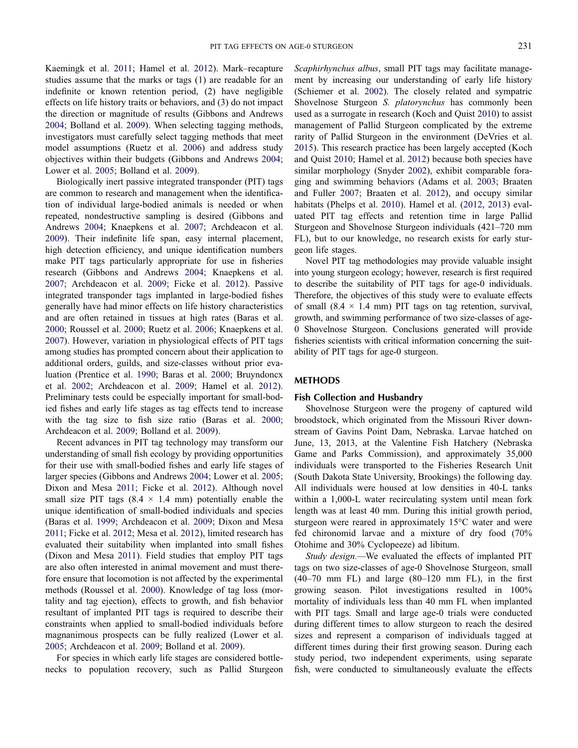Kaemingk et al. 2011; Hamel et al. 2012). Mark–recapture studies assume that the marks or tags (1) are readable for an indefinite or known retention period, (2) have negligible effects on life history traits or behaviors, and (3) do not impact the direction or magnitude of results (Gibbons and Andrews 2004; Bolland et al. 2009). When selecting tagging methods, investigators must carefully select tagging methods that meet model assumptions (Ruetz et al. 2006) and address study objectives within their budgets (Gibbons and Andrews 2004; Lower et al. 2005; Bolland et al. 2009).

Biologically inert passive integrated transponder (PIT) tags are common to research and management when the identification of individual large-bodied animals is needed or when repeated, nondestructive sampling is desired (Gibbons and Andrews 2004; Knaepkens et al. 2007; Archdeacon et al. 2009). Their indefinite life span, easy internal placement, high detection efficiency, and unique identification numbers make PIT tags particularly appropriate for use in fisheries research (Gibbons and Andrews 2004; Knaepkens et al. 2007; Archdeacon et al. 2009; Ficke et al. 2012). Passive integrated transponder tags implanted in large-bodied fishes generally have had minor effects on life history characteristics and are often retained in tissues at high rates (Baras et al. 2000; Roussel et al. 2000; Ruetz et al. 2006; Knaepkens et al. 2007). However, variation in physiological effects of PIT tags among studies has prompted concern about their application to additional orders, guilds, and size-classes without prior evaluation (Prentice et al. 1990; Baras et al. 2000; Bruyndoncx et al. 2002; Archdeacon et al. 2009; Hamel et al. 2012). Preliminary tests could be especially important for small-bodied fishes and early life stages as tag effects tend to increase with the tag size to fish size ratio (Baras et al. 2000; Archdeacon et al. 2009; Bolland et al. 2009).

Recent advances in PIT tag technology may transform our understanding of small fish ecology by providing opportunities for their use with small-bodied fishes and early life stages of larger species (Gibbons and Andrews 2004; Lower et al. 2005; Dixon and Mesa 2011; Ficke et al. 2012). Although novel small size PIT tags (8.4 × 1.4 mm) potentially enable the unique identification of small-bodied individuals and species (Baras et al. 1999; Archdeacon et al. 2009; Dixon and Mesa 2011; Ficke et al. 2012; Mesa et al. 2012), limited research has evaluated their suitability when implanted into small fishes (Dixon and Mesa 2011). Field studies that employ PIT tags are also often interested in animal movement and must therefore ensure that locomotion is not affected by the experimental methods (Roussel et al. 2000). Knowledge of tag loss (mortality and tag ejection), effects to growth, and fish behavior resultant of implanted PIT tags is required to describe their constraints when applied to small-bodied individuals before magnanimous prospects can be fully realized (Lower et al. 2005; Archdeacon et al. 2009; Bolland et al. 2009).

For species in which early life stages are considered bottlenecks to population recovery, such as Pallid Sturgeon *Scaphirhynchus albus*, small PIT tags may facilitate management by increasing our understanding of early life history (Schiemer et al. 2002). The closely related and sympatric Shovelnose Sturgeon *S. platorynchus* has commonly been used as a surrogate in research (Koch and Quist 2010) to assist management of Pallid Sturgeon complicated by the extreme rarity of Pallid Sturgeon in the environment (DeVries et al. 2015). This research practice has been largely accepted (Koch and Quist 2010; Hamel et al. 2012) because both species have similar morphology (Snyder 2002), exhibit comparable foraging and swimming behaviors (Adams et al. 2003; Braaten and Fuller 2007; Braaten et al. 2012), and occupy similar habitats (Phelps et al. 2010). Hamel et al. (2012, 2013) evaluated PIT tag effects and retention time in large Pallid Sturgeon and Shovelnose Sturgeon individuals (421–720 mm FL), but to our knowledge, no research exists for early sturgeon life stages.

Novel PIT tag methodologies may provide valuable insight into young sturgeon ecology; however, research is first required to describe the suitability of PIT tags for age-0 individuals. Therefore, the objectives of this study were to evaluate effects of small (8.4 × 1.4 mm) PIT tags on tag retention, survival, growth, and swimming performance of two size-classes of age-0 Shovelnose Sturgeon. Conclusions generated will provide fisheries scientists with critical information concerning the suitability of PIT tags for age-0 sturgeon.

## METHODS

### Fish Collection and Husbandry

Shovelnose Sturgeon were the progeny of captured wild broodstock, which originated from the Missouri River downstream of Gavins Point Dam, Nebraska. Larvae hatched on June, 13, 2013, at the Valentine Fish Hatchery (Nebraska Game and Parks Commission), and approximately 35,000 individuals were transported to the Fisheries Research Unit (South Dakota State University, Brookings) the following day. All individuals were housed at low densities in 40-L tanks within a 1,000-L water recirculating system until mean fork length was at least 40 mm. During this initial growth period, sturgeon were reared in approximately 15°C water and were fed chironomid larvae and a mixture of dry food (70% Otohime and 30% Cyclopeeze) ad libitum.

*Study design.*—We evaluated the effects of implanted PIT tags on two size-classes of age-0 Shovelnose Sturgeon, small (40–70 mm FL) and large (80–120 mm FL), in the first growing season. Pilot investigations resulted in 100% mortality of individuals less than 40 mm FL when implanted with PIT tags. Small and large age-0 trials were conducted during different times to allow sturgeon to reach the desired sizes and represent a comparison of individuals tagged at different times during their first growing season. During each study period, two independent experiments, using separate fish, were conducted to simultaneously evaluate the effects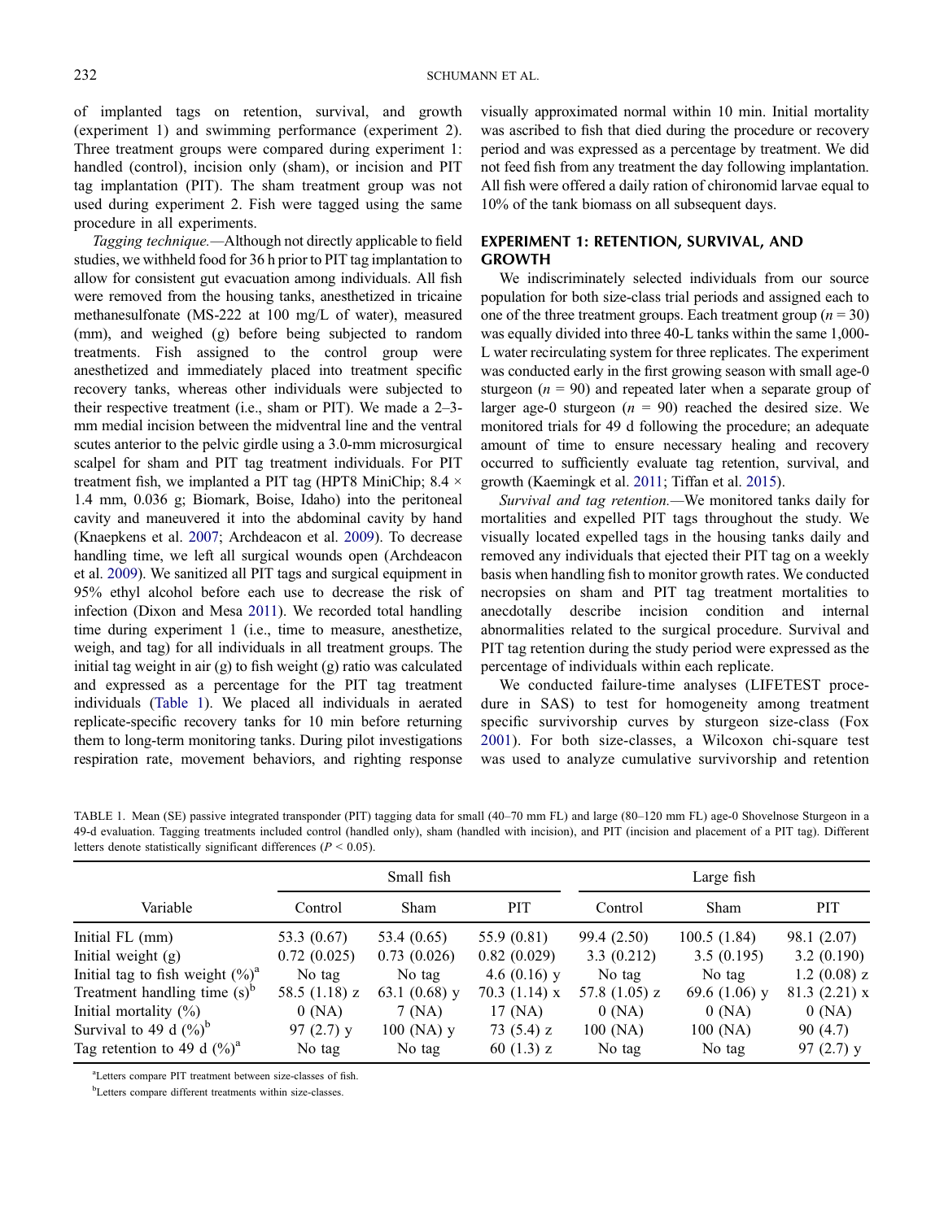of implanted tags on retention, survival, and growth (experiment 1) and swimming performance (experiment 2). Three treatment groups were compared during experiment 1: handled (control), incision only (sham), or incision and PIT tag implantation (PIT). The sham treatment group was not used during experiment 2. Fish were tagged using the same procedure in all experiments.

*Tagging technique.*—Although not directly applicable to field studies, we withheld food for 36 h prior to PIT tag implantation to allow for consistent gut evacuation among individuals. All fish were removed from the housing tanks, anesthetized in tricaine methanesulfonate (MS-222 at 100 mg/L of water), measured (mm), and weighed (g) before being subjected to random treatments. Fish assigned to the control group were anesthetized and immediately placed into treatment specific recovery tanks, whereas other individuals were subjected to their respective treatment (i.e., sham or PIT). We made a 2–3-mm medial incision between the midventral line and the ventral scutes anterior to the pelvic girdle using a 3.0-mm microsurgical scalpel for sham and PIT tag treatment individuals. For PIT treatment fish, we implanted a PIT tag (HPT8 MiniChip; 8.4 × 1.4 mm, 0.036 g; Biomark, Boise, Idaho) into the peritoneal cavity and maneuvered it into the abdominal cavity by hand (Knaepkens et al. 2007; Archdeacon et al. 2009). To decrease handling time, we left all surgical wounds open (Archdeacon et al. 2009). We sanitized all PIT tags and surgical equipment in 95% ethyl alcohol before each use to decrease the risk of infection (Dixon and Mesa 2011). We recorded total handling time during experiment 1 (i.e., time to measure, anesthetize, weigh, and tag) for all individuals in all treatment groups. The initial tag weight in air (g) to fish weight (g) ratio was calculated and expressed as a percentage for the PIT tag treatment individuals (Table 1). We placed all individuals in aerated replicate-specific recovery tanks for 10 min before returning them to long-term monitoring tanks. During pilot investigations respiration rate, movement behaviors, and righting response visually approximated normal within 10 min. Initial mortality was ascribed to fish that died during the procedure or recovery period and was expressed as a percentage by treatment. We did not feed fish from any treatment the day following implantation. All fish were offered a daily ration of chironomid larvae equal to 10% of the tank biomass on all subsequent days.

## EXPERIMENT 1: RETENTION, SURVIVAL, AND GROWTH

We indiscriminately selected individuals from our source population for both size-class trial periods and assigned each to one of the three treatment groups. Each treatment group ($n$ = 30) was equally divided into three 40-L tanks within the same 1,000-L water recirculating system for three replicates. The experiment was conducted early in the first growing season with small age-0 sturgeon ($n$ = 90) and repeated later when a separate group of larger age-0 sturgeon ($n$ = 90) reached the desired size. We monitored trials for 49 d following the procedure; an adequate amount of time to ensure necessary healing and recovery occurred to sufficiently evaluate tag retention, survival, and growth (Kaemingk et al. 2011; Tiffan et al. 2015).

*Survival and tag retention.*—We monitored tanks daily for mortalities and expelled PIT tags throughout the study. We visually located expelled tags in the housing tanks daily and removed any individuals that ejected their PIT tag on a weekly basis when handling fish to monitor growth rates. We conducted necropsies on sham and PIT tag treatment mortalities to anecdotally describe incision condition and internal abnormalities related to the surgical procedure. Survival and PIT tag retention during the study period were expressed as the percentage of individuals within each replicate.

We conducted failure-time analyses (LIFETEST procedure in SAS) to test for homogeneity among treatment specific survivorship curves by sturgeon size-class (Fox 2001). For both size-classes, a Wilcoxon chi-square test was used to analyze cumulative survivorship and retention

TABLE 1. Mean (SE) passive integrated transponder (PIT) tagging data for small (40–70 mm FL) and large (80–120 mm FL) age-0 Shovelnose Sturgeon in a 49-d evaluation. Tagging treatments included control (handled only), sham (handled with incision), and PIT (incision and placement of a PIT tag). Different letters denote statistically significant differences ($P < 0.05$).

| Variable | Small fish | | | Large fish | | |
|---|---|---|---|---|---|---|
| | Control | Sham | PIT | Control | Sham | PIT |
| Initial FL (mm) | 53.3 (0.67) | 53.4 (0.65) | 55.9 (0.81) | 99.4 (2.50) | 100.5 (1.84) | 98.1 (2.07) |
| Initial weight (g) | 0.72 (0.025) | 0.73 (0.026) | 0.82 (0.029) | 3.3 (0.212) | 3.5 (0.195) | 3.2 (0.190) |
| Initial tag to fish weight (%)[a] | No tag | No tag | 4.6 (0.16) y | No tag | No tag | 1.2 (0.08) z |
| Treatment handling time (s)[b] | 58.5 (1.18) z | 63.1 (0.68) y | 70.3 (1.14) x | 57.8 (1.05) z | 69.6 (1.06) y | 81.3 (2.21) x |
| Initial mortality (%) | 0 (NA) | 7 (NA) | 17 (NA) | 0 (NA) | 0 (NA) | 0 (NA) |
| Survival to 49 d (%)[b] | 97 (2.7) y | 100 (NA) y | 73 (5.4) z | 100 (NA) | 100 (NA) | 90 (4.7) |
| Tag retention to 49 d (%)[a] | No tag | No tag | 60 (1.3) z | No tag | No tag | 97 (2.7) y |

[a]Letters compare PIT treatment between size-classes of fish.

[b]Letters compare different treatments within size-classes.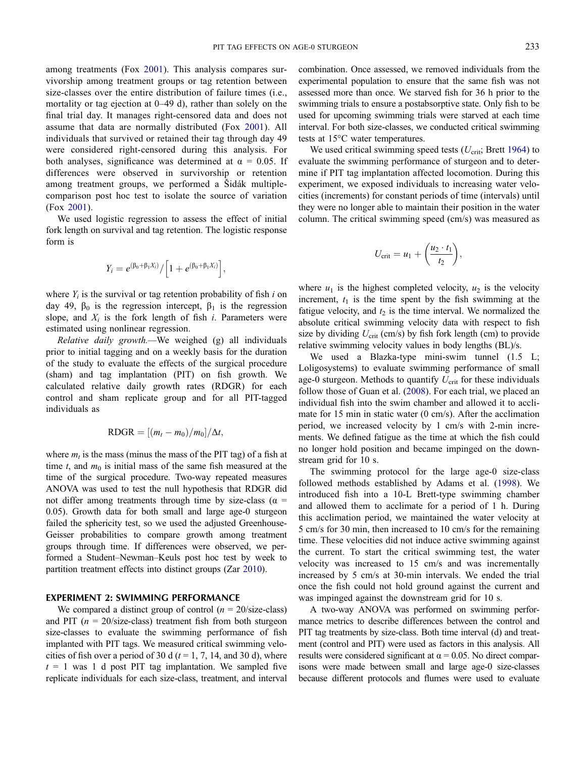among treatments (Fox 2001). This analysis compares survivorship among treatment groups or tag retention between size-classes over the entire distribution of failure times (i.e., mortality or tag ejection at 0–49 d), rather than solely on the final trial day. It manages right-censored data and does not assume that data are normally distributed (Fox 2001). All individuals that survived or retained their tag through day 49 were considered right-censored during this analysis. For both analyses, significance was determined at $\alpha = 0.05$. If differences were observed in survivorship or retention among treatment groups, we performed a Šidák multiple-comparison post hoc test to isolate the source of variation (Fox 2001).

We used logistic regression to assess the effect of initial fork length on survival and tag retention. The logistic response form is

$$Y_i = e^{(\beta_0 + \beta_1 X_i)} / \left[1 + e^{(\beta_0 + \beta_1 X_i)}\right],$$

where $Y_i$ is the survival or tag retention probability of fish $i$ on day 49, $\beta_0$ is the regression intercept, $\beta_1$ is the regression slope, and $X_i$ is the fork length of fish $i$. Parameters were estimated using nonlinear regression.

*Relative daily growth.*—We weighed (g) all individuals prior to initial tagging and on a weekly basis for the duration of the study to evaluate the effects of the surgical procedure (sham) and tag implantation (PIT) on fish growth. We calculated relative daily growth rates (RDGR) for each control and sham replicate group and for all PIT-tagged individuals as

$$\text{RDGR} = [(m_t - m_0)/m_0]/\Delta t,$$

where $m_t$ is the mass (minus the mass of the PIT tag) of a fish at time $t$, and $m_0$ is initial mass of the same fish measured at the time of the surgical procedure. Two-way repeated measures ANOVA was used to test the null hypothesis that RDGR did not differ among treatments through time by size-class ($\alpha = 0.05$). Growth data for both small and large age-0 sturgeon failed the sphericity test, so we used the adjusted Greenhouse-Geisser probabilities to compare growth among treatment groups through time. If differences were observed, we performed a Student–Newman–Keuls post hoc test by week to partition treatment effects into distinct groups (Zar 2010).

## EXPERIMENT 2: SWIMMING PERFORMANCE

We compared a distinct group of control ($n$ = 20/size-class) and PIT ($n$ = 20/size-class) treatment fish from both sturgeon size-classes to evaluate the swimming performance of fish implanted with PIT tags. We measured critical swimming velocities of fish over a period of 30 d ($t$ = 1, 7, 14, and 30 d), where $t$ = 1 was 1 d post PIT tag implantation. We sampled five replicate individuals for each size-class, treatment, and interval combination. Once assessed, we removed individuals from the experimental population to ensure that the same fish was not assessed more than once. We starved fish for 36 h prior to the swimming trials to ensure a postabsorptive state. Only fish to be used for upcoming swimming trials were starved at each time interval. For both size-classes, we conducted critical swimming tests at 15°C water temperatures.

We used critical swimming speed tests ($U_{crit}$; Brett 1964) to evaluate the swimming performance of sturgeon and to determine if PIT tag implantation affected locomotion. During this experiment, we exposed individuals to increasing water velocities (increments) for constant periods of time (intervals) until they were no longer able to maintain their position in the water column. The critical swimming speed (cm/s) was measured as

$$U_{crit} = u_1 + \left(\frac{u_2 \cdot t_1}{t_2}\right),$$

where $u_1$ is the highest completed velocity, $u_2$ is the velocity increment, $t_1$ is the time spent by the fish swimming at the fatigue velocity, and $t_2$ is the time interval. We normalized the absolute critical swimming velocity data with respect to fish size by dividing $U_{crit}$ (cm/s) by fish fork length (cm) to provide relative swimming velocity values in body lengths (BL)/s.

We used a Blazka-type mini-swim tunnel (1.5 L; Loligosystems) to evaluate swimming performance of small age-0 sturgeon. Methods to quantify $U_{crit}$ for these individuals follow those of Guan et al. (2008). For each trial, we placed an individual fish into the swim chamber and allowed it to acclimate for 15 min in static water (0 cm/s). After the acclimation period, we increased velocity by 1 cm/s with 2-min increments. We defined fatigue as the time at which the fish could no longer hold position and became impinged on the downstream grid for 10 s.

The swimming protocol for the large age-0 size-class followed methods established by Adams et al. (1998). We introduced fish into a 10-L Brett-type swimming chamber and allowed them to acclimate for a period of 1 h. During this acclimation period, we maintained the water velocity at 5 cm/s for 30 min, then increased to 10 cm/s for the remaining time. These velocities did not induce active swimming against the current. To start the critical swimming test, the water velocity was increased to 15 cm/s and was incrementally increased by 5 cm/s at 30-min intervals. We ended the trial once the fish could not hold ground against the current and was impinged against the downstream grid for 10 s.

A two-way ANOVA was performed on swimming performance metrics to describe differences between the control and PIT tag treatments by size-class. Both time interval (d) and treatment (control and PIT) were used as factors in this analysis. All results were considered significant at $\alpha = 0.05$. No direct comparisons were made between small and large age-0 size-classes because different protocols and flumes were used to evaluate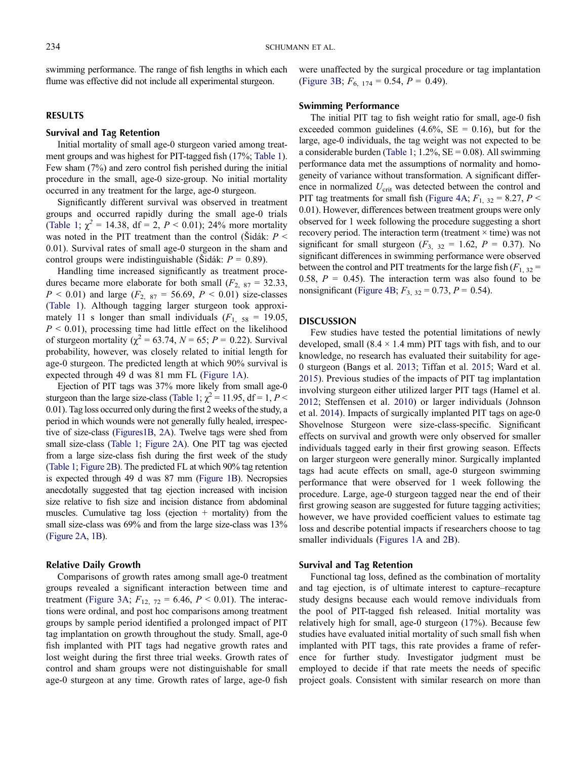swimming performance. The range of fish lengths in which each flume was effective did not include all experimental sturgeon.

## RESULTS

### Survival and Tag Retention

Initial mortality of small age-0 sturgeon varied among treatment groups and was highest for PIT-tagged fish (17%; Table 1). Few sham (7%) and zero control fish perished during the initial procedure in the small, age-0 size-group. No initial mortality occurred in any treatment for the large, age-0 sturgeon.

Significantly different survival was observed in treatment groups and occurred rapidly during the small age-0 trials (Table 1; $\chi^2$ = 14.38, df = 2, $P$ < 0.01); 24% more mortality was noted in the PIT treatment than the control (Šidák: $P$ < 0.01). Survival rates of small age-0 sturgeon in the sham and control groups were indistinguishable (Šidák: $P$ = 0.89).

Handling time increased significantly as treatment procedures became more elaborate for both small ($F_{2,\ 87}$ = 32.33, $P$ < 0.01) and large ($F_{2,\ 87}$ = 56.69, $P$ < 0.01) size-classes (Table 1). Although tagging larger sturgeon took approximately 11 s longer than small individuals ($F_{1,\ 58}$ = 19.05, $P$ < 0.01), processing time had little effect on the likelihood of sturgeon mortality ($\chi^2$ = 63.74, $N$ = 65; $P$ = 0.22). Survival probability, however, was closely related to initial length for age-0 sturgeon. The predicted length at which 90% survival is expected through 49 d was 81 mm FL (Figure 1A).

Ejection of PIT tags was 37% more likely from small age-0 sturgeon than the large size-class (Table 1; $\chi^2$ = 11.95, df = 1, $P$ < 0.01). Tag loss occurred only during the first 2 weeks of the study, a period in which wounds were not generally fully healed, irrespective of size-class (Figures1B, 2A). Twelve tags were shed from small size-class (Table 1; Figure 2A). One PIT tag was ejected from a large size-class fish during the first week of the study (Table 1; Figure 2B). The predicted FL at which 90% tag retention is expected through 49 d was 87 mm (Figure 1B). Necropsies anecdotally suggested that tag ejection increased with incision size relative to fish size and incision distance from abdominal muscles. Cumulative tag loss (ejection + mortality) from the small size-class was 69% and from the large size-class was 13% (Figure 2A, 1B).

### Relative Daily Growth

Comparisons of growth rates among small age-0 treatment groups revealed a significant interaction between time and treatment (Figure 3A; $F_{12,\ 72}$ = 6.46, $P$ < 0.01). The interactions were ordinal, and post hoc comparisons among treatment groups by sample period identified a prolonged impact of PIT tag implantation on growth throughout the study. Small, age-0 fish implanted with PIT tags had negative growth rates and lost weight during the first three trial weeks. Growth rates of control and sham groups were not distinguishable for small age-0 sturgeon at any time. Growth rates of large, age-0 fish were unaffected by the surgical procedure or tag implantation (Figure 3B; $F_{6,\ 174}$ = 0.54, $P$ = 0.49).

### Swimming Performance

The initial PIT tag to fish weight ratio for small, age-0 fish exceeded common guidelines (4.6%, SE = 0.16), but for the large, age-0 individuals, the tag weight was not expected to be a considerable burden (Table 1; 1.2%, SE = 0.08). All swimming performance data met the assumptions of normality and homogeneity of variance without transformation. A significant difference in normalized $U_{\text{crit}}$ was detected between the control and PIT tag treatments for small fish (Figure 4A; $F_{1,\ 32}$ = 8.27, $P$ < 0.01). However, differences between treatment groups were only observed for 1 week following the procedure suggesting a short recovery period. The interaction term (treatment × time) was not significant for small sturgeon ($F_{3,\ 32}$ = 1.62, $P$ = 0.37). No significant differences in swimming performance were observed between the control and PIT treatments for the large fish ($F_{1,\ 32}$ = 0.58, $P$ = 0.45). The interaction term was also found to be nonsignificant (Figure 4B; $F_{3,\ 32}$ = 0.73, $P$ = 0.54).

## DISCUSSION

Few studies have tested the potential limitations of newly developed, small (8.4 × 1.4 mm) PIT tags with fish, and to our knowledge, no research has evaluated their suitability for age-0 sturgeon (Bangs et al. 2013; Tiffan et al. 2015; Ward et al. 2015). Previous studies of the impacts of PIT tag implantation involving sturgeon either utilized larger PIT tags (Hamel et al. 2012; Steffensen et al. 2010) or larger individuals (Johnson et al. 2014). Impacts of surgically implanted PIT tags on age-0 Shovelnose Sturgeon were size-class-specific. Significant effects on survival and growth were only observed for smaller individuals tagged early in their first growing season. Effects on larger sturgeon were generally minor. Surgically implanted tags had acute effects on small, age-0 sturgeon swimming performance that were observed for 1 week following the procedure. Large, age-0 sturgeon tagged near the end of their first growing season are suggested for future tagging activities; however, we have provided coefficient values to estimate tag loss and describe potential impacts if researchers choose to tag smaller individuals (Figures 1A and 2B).

### Survival and Tag Retention

Functional tag loss, defined as the combination of mortality and tag ejection, is of ultimate interest to capture–recapture study designs because each would remove individuals from the pool of PIT-tagged fish released. Initial mortality was relatively high for small, age-0 sturgeon (17%). Because few studies have evaluated initial mortality of such small fish when implanted with PIT tags, this rate provides a frame of reference for further study. Investigator judgment must be employed to decide if that rate meets the needs of specific project goals. Consistent with similar research on more than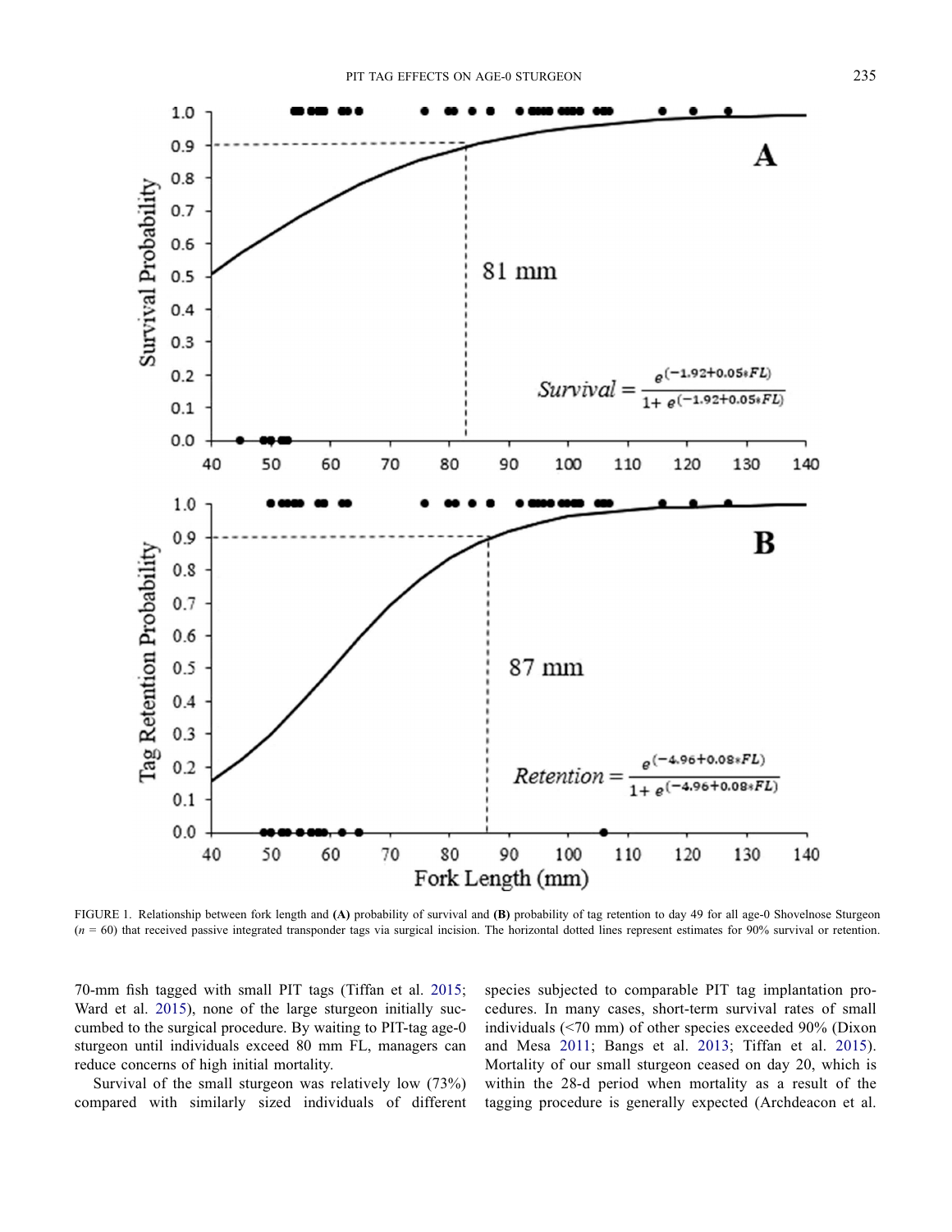FIGURE 1. Relationship between fork length and **(A)** probability of survival and **(B)** probability of tag retention to day 49 for all age-0 Shovelnose Sturgeon ($n$ = 60) that received passive integrated transponder tags via surgical incision. The horizontal dotted lines represent estimates for 90% survival or retention.

70-mm fish tagged with small PIT tags (Tiffan et al. 2015; Ward et al. 2015), none of the large sturgeon initially succumbed to the surgical procedure. By waiting to PIT-tag age-0 sturgeon until individuals exceed 80 mm FL, managers can reduce concerns of high initial mortality.

Survival of the small sturgeon was relatively low (73%) compared with similarly sized individuals of different species subjected to comparable PIT tag implantation procedures. In many cases, short-term survival rates of small individuals (<70 mm) of other species exceeded 90% (Dixon and Mesa 2011; Bangs et al. 2013; Tiffan et al. 2015). Mortality of our small sturgeon ceased on day 20, which is within the 28-d period when mortality as a result of the tagging procedure is generally expected (Archdeacon et al.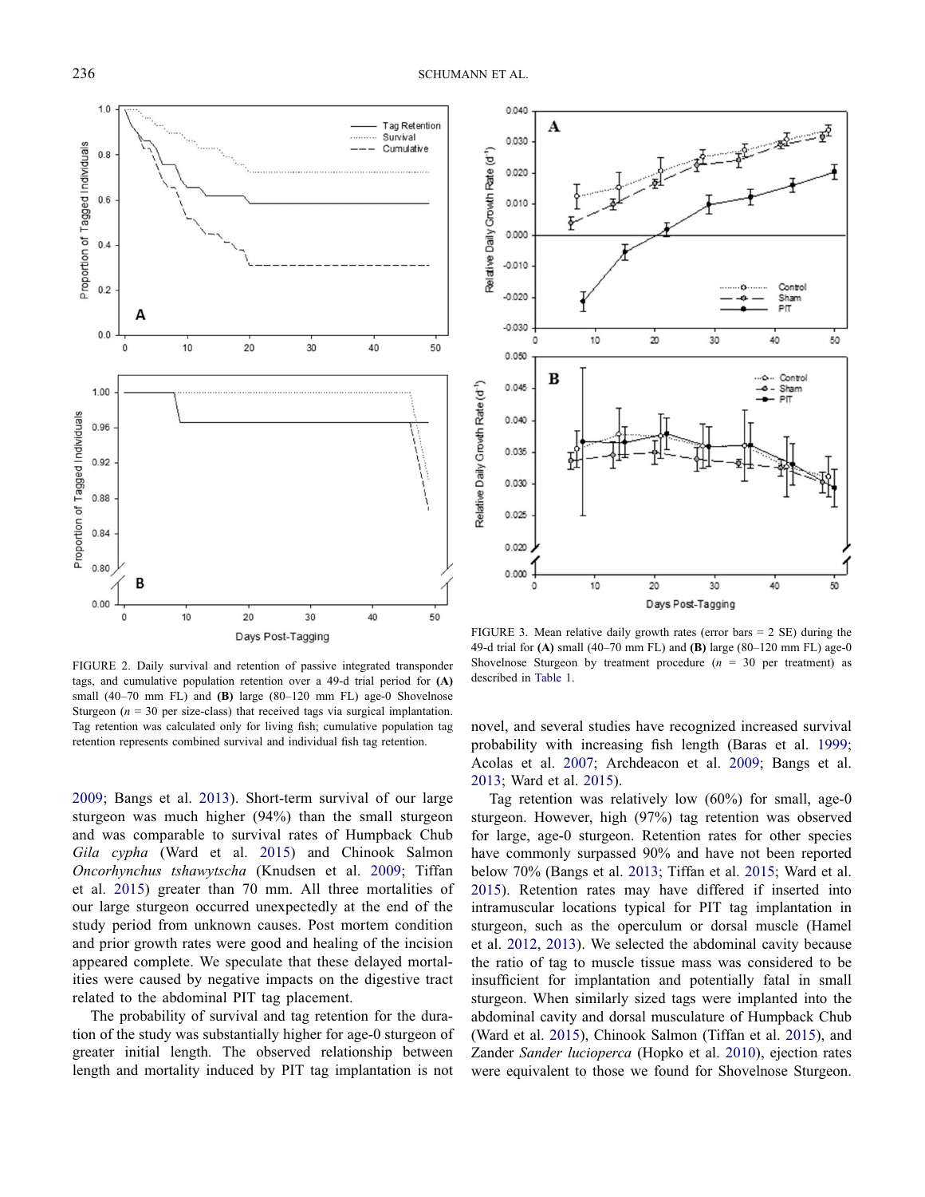FIGURE 2. Daily survival and retention of passive integrated transponder tags, and cumulative population retention over a 49-d trial period for **(A)** small (40–70 mm FL) and **(B)** large (80–120 mm FL) age-0 Shovelnose Sturgeon ($n$ = 30 per size-class) that received tags via surgical implantation. Tag retention was calculated only for living fish; cumulative population tag retention represents combined survival and individual fish tag retention.

FIGURE 3. Mean relative daily growth rates (error bars = 2 SE) during the 49-d trial for **(A)** small (40–70 mm FL) and **(B)** large (80–120 mm FL) age-0 Shovelnose Sturgeon by treatment procedure ($n$ = 30 per treatment) as described in Table 1.

2009; Bangs et al. 2013). Short-term survival of our large sturgeon was much higher (94%) than the small sturgeon and was comparable to survival rates of Humpback Chub *Gila cypha* (Ward et al. 2015) and Chinook Salmon *Oncorhynchus tshawytscha* (Knudsen et al. 2009; Tiffan et al. 2015) greater than 70 mm. All three mortalities of our large sturgeon occurred unexpectedly at the end of the study period from unknown causes. Post mortem condition and prior growth rates were good and healing of the incision appeared complete. We speculate that these delayed mortalities were caused by negative impacts on the digestive tract related to the abdominal PIT tag placement.

The probability of survival and tag retention for the duration of the study was substantially higher for age-0 sturgeon of greater initial length. The observed relationship between length and mortality induced by PIT tag implantation is not novel, and several studies have recognized increased survival probability with increasing fish length (Baras et al. 1999; Acolas et al. 2007; Archdeacon et al. 2009; Bangs et al. 2013; Ward et al. 2015).

Tag retention was relatively low (60%) for small, age-0 sturgeon. However, high (97%) tag retention was observed for large, age-0 sturgeon. Retention rates for other species have commonly surpassed 90% and have not been reported below 70% (Bangs et al. 2013; Tiffan et al. 2015; Ward et al. 2015). Retention rates may have differed if inserted into intramuscular locations typical for PIT tag implantation in sturgeon, such as the operculum or dorsal muscle (Hamel et al. 2012, 2013). We selected the abdominal cavity because the ratio of tag to muscle tissue mass was considered to be insufficient for implantation and potentially fatal in small sturgeon. When similarly sized tags were implanted into the abdominal cavity and dorsal musculature of Humpback Chub (Ward et al. 2015), Chinook Salmon (Tiffan et al. 2015), and Zander *Sander lucioperca* (Hopko et al. 2010), ejection rates were equivalent to those we found for Shovelnose Sturgeon.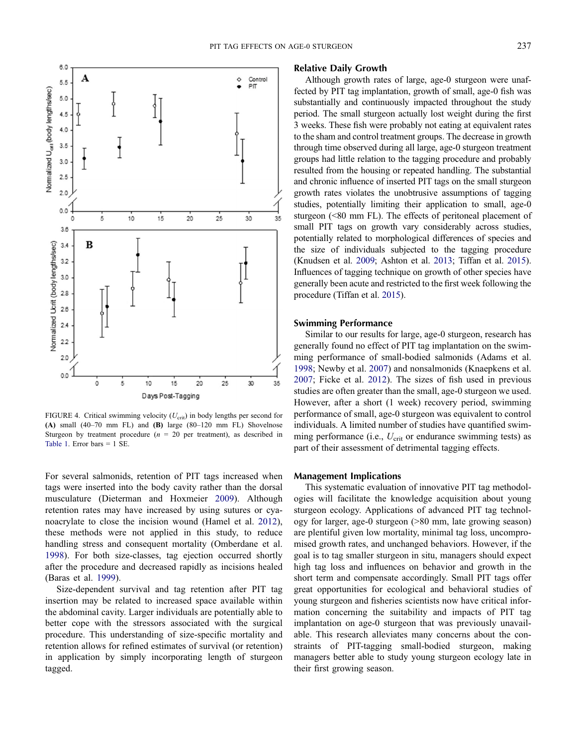FIGURE 4. Critical swimming velocity ($U_{crit}$) in body lengths per second for **(A)** small (40–70 mm FL) and **(B)** large (80–120 mm FL) Shovelnose Sturgeon by treatment procedure ($n$ = 20 per treatment), as described in Table 1. Error bars = 1 SE.

For several salmonids, retention of PIT tags increased when tags were inserted into the body cavity rather than the dorsal musculature (Dieterman and Hoxmeier 2009). Although retention rates may have increased by using sutures or cyanoacrylate to close the incision wound (Hamel et al. 2012), these methods were not applied in this study, to reduce handling stress and consequent mortality (Omberdane et al. 1998). For both size-classes, tag ejection occurred shortly after the procedure and decreased rapidly as incisions healed (Baras et al. 1999).

Size-dependent survival and tag retention after PIT tag insertion may be related to increased space available within the abdominal cavity. Larger individuals are potentially able to better cope with the stressors associated with the surgical procedure. This understanding of size-specific mortality and retention allows for refined estimates of survival (or retention) in application by simply incorporating length of sturgeon tagged.

## Relative Daily Growth

Although growth rates of large, age-0 sturgeon were unaffected by PIT tag implantation, growth of small, age-0 fish was substantially and continuously impacted throughout the study period. The small sturgeon actually lost weight during the first 3 weeks. These fish were probably not eating at equivalent rates to the sham and control treatment groups. The decrease in growth through time observed during all large, age-0 sturgeon treatment groups had little relation to the tagging procedure and probably resulted from the housing or repeated handling. The substantial and chronic influence of inserted PIT tags on the small sturgeon growth rates violates the unobtrusive assumptions of tagging studies, potentially limiting their application to small, age-0 sturgeon (<80 mm FL). The effects of peritoneal placement of small PIT tags on growth vary considerably across studies, potentially related to morphological differences of species and the size of individuals subjected to the tagging procedure (Knudsen et al. 2009; Ashton et al. 2013; Tiffan et al. 2015). Influences of tagging technique on growth of other species have generally been acute and restricted to the first week following the procedure (Tiffan et al. 2015).

## Swimming Performance

Similar to our results for large, age-0 sturgeon, research has generally found no effect of PIT tag implantation on the swimming performance of small-bodied salmonids (Adams et al. 1998; Newby et al. 2007) and nonsalmonids (Knaepkens et al. 2007; Ficke et al. 2012). The sizes of fish used in previous studies are often greater than the small, age-0 sturgeon we used. However, after a short (1 week) recovery period, swimming performance of small, age-0 sturgeon was equivalent to control individuals. A limited number of studies have quantified swimming performance (i.e., $U_{crit}$ or endurance swimming tests) as part of their assessment of detrimental tagging effects.

## Management Implications

This systematic evaluation of innovative PIT tag methodologies will facilitate the knowledge acquisition about young sturgeon ecology. Applications of advanced PIT tag technology for larger, age-0 sturgeon (>80 mm, late growing season) are plentiful given low mortality, minimal tag loss, uncompromised growth rates, and unchanged behaviors. However, if the goal is to tag smaller sturgeon in situ, managers should expect high tag loss and influences on behavior and growth in the short term and compensate accordingly. Small PIT tags offer great opportunities for ecological and behavioral studies of young sturgeon and fisheries scientists now have critical information concerning the suitability and impacts of PIT tag implantation on age-0 sturgeon that was previously unavailable. This research alleviates many concerns about the constraints of PIT-tagging small-bodied sturgeon, making managers better able to study young sturgeon ecology late in their first growing season.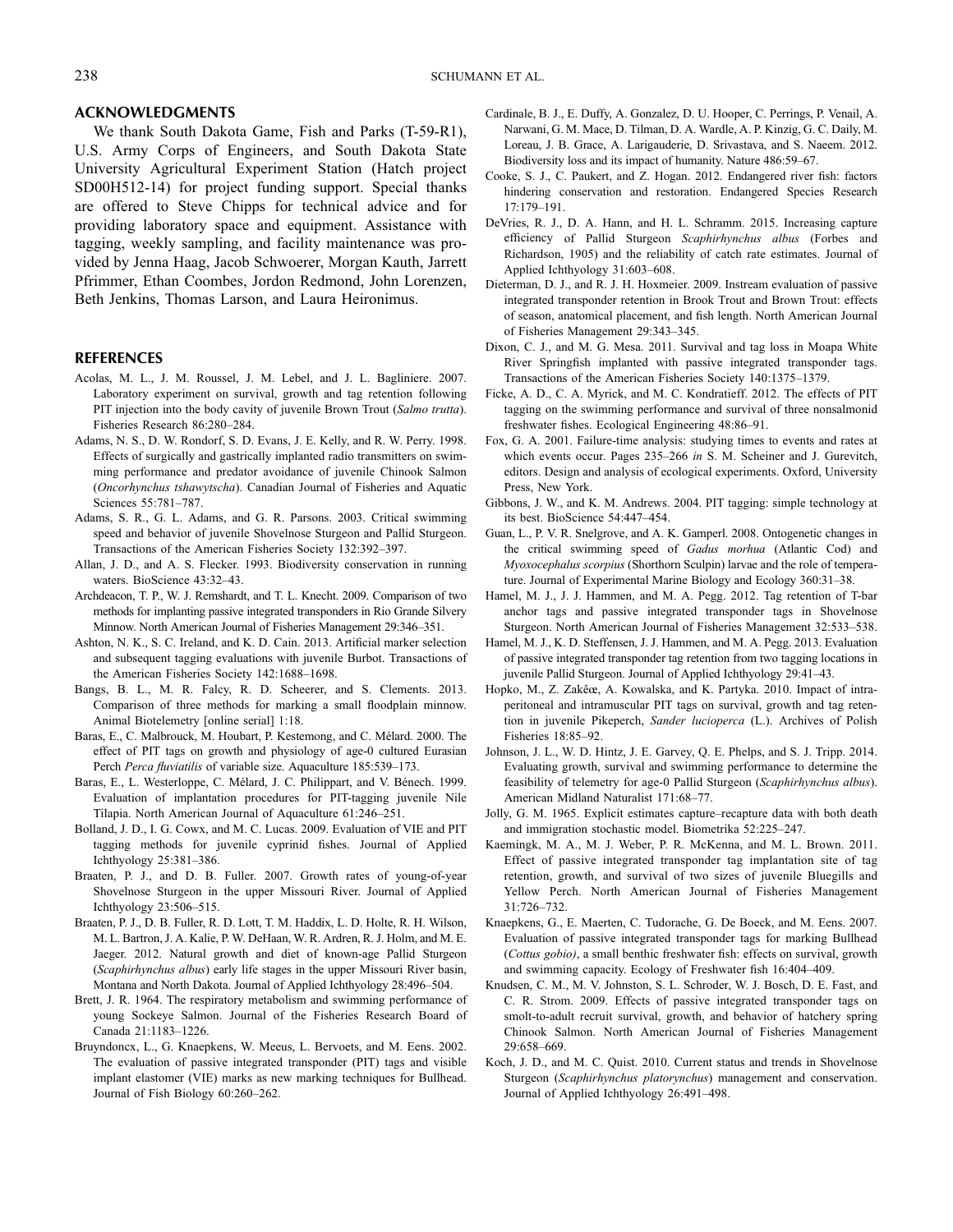## ACKNOWLEDGMENTS

We thank South Dakota Game, Fish and Parks (T-59-R1), U.S. Army Corps of Engineers, and South Dakota State University Agricultural Experiment Station (Hatch project SD00H512-14) for project funding support. Special thanks are offered to Steve Chipps for technical advice and for providing laboratory space and equipment. Assistance with tagging, weekly sampling, and facility maintenance was provided by Jenna Haag, Jacob Schwoerer, Morgan Kauth, Jarrett Pfrimmer, Ethan Coombes, Jordon Redmond, John Lorenzen, Beth Jenkins, Thomas Larson, and Laura Heironimus.

## REFERENCES

Acolas, M. L., J. M. Roussel, J. M. Lebel, and J. L. Bagliniere. 2007. Laboratory experiment on survival, growth and tag retention following PIT injection into the body cavity of juvenile Brown Trout (*Salmo trutta*). Fisheries Research 86:280–284.

Adams, N. S., D. W. Rondorf, S. D. Evans, J. E. Kelly, and R. W. Perry. 1998. Effects of surgically and gastrically implanted radio transmitters on swimming performance and predator avoidance of juvenile Chinook Salmon (*Oncorhynchus tshawytscha*). Canadian Journal of Fisheries and Aquatic Sciences 55:781–787.

Adams, S. R., G. L. Adams, and G. R. Parsons. 2003. Critical swimming speed and behavior of juvenile Shovelnose Sturgeon and Pallid Sturgeon. Transactions of the American Fisheries Society 132:392–397.

Allan, J. D., and A. S. Flecker. 1993. Biodiversity conservation in running waters. BioScience 43:32–43.

Archdeacon, T. P., W. J. Remshardt, and T. L. Knecht. 2009. Comparison of two methods for implanting passive integrated transponders in Rio Grande Silvery Minnow. North American Journal of Fisheries Management 29:346–351.

Ashton, N. K., S. C. Ireland, and K. D. Cain. 2013. Artificial marker selection and subsequent tagging evaluations with juvenile Burbot. Transactions of the American Fisheries Society 142:1688–1698.

Bangs, B. L., M. R. Falcy, R. D. Scheerer, and S. Clements. 2013. Comparison of three methods for marking a small floodplain minnow. Animal Biotelemetry [online serial] 1:18.

Baras, E., C. Malbrouck, M. Houbart, P. Kestemong, and C. Mélard. 2000. The effect of PIT tags on growth and physiology of age-0 cultured Eurasian Perch *Perca fluviatilis* of variable size. Aquaculture 185:539–173.

Baras, E., L. Westerloppe, C. Mélard, J. C. Philippart, and V. Bénech. 1999. Evaluation of implantation procedures for PIT-tagging juvenile Nile Tilapia. North American Journal of Aquaculture 61:246–251.

Bolland, J. D., I. G. Cowx, and M. C. Lucas. 2009. Evaluation of VIE and PIT tagging methods for juvenile cyprinid fishes. Journal of Applied Ichthyology 25:381–386.

Braaten, P. J., and D. B. Fuller. 2007. Growth rates of young-of-year Shovelnose Sturgeon in the upper Missouri River. Journal of Applied Ichthyology 23:506–515.

Braaten, P. J., D. B. Fuller, R. D. Lott, T. M. Haddix, L. D. Holte, R. H. Wilson, M. L. Bartron, J. A. Kalie, P. W. DeHaan, W. R. Ardren, R. J. Holm, and M. E. Jaeger. 2012. Natural growth and diet of known-age Pallid Sturgeon (*Scaphirhynchus albus*) early life stages in the upper Missouri River basin, Montana and North Dakota. Journal of Applied Ichthyology 28:496–504.

Brett, J. R. 1964. The respiratory metabolism and swimming performance of young Sockeye Salmon. Journal of the Fisheries Research Board of Canada 21:1183–1226.

Bruyndoncx, L., G. Knaepkens, W. Meeus, L. Bervoets, and M. Eens. 2002. The evaluation of passive integrated transponder (PIT) tags and visible implant elastomer (VIE) marks as new marking techniques for Bullhead. Journal of Fish Biology 60:260–262.

Cardinale, B. J., E. Duffy, A. Gonzalez, D. U. Hooper, C. Perrings, P. Venail, A. Narwani, G. M. Mace, D. Tilman, D. A. Wardle, A. P. Kinzig, G. C. Daily, M. Loreau, J. B. Grace, A. Larigauderie, D. Srivastava, and S. Naeem. 2012. Biodiversity loss and its impact of humanity. Nature 486:59–67.

Cooke, S. J., C. Paukert, and Z. Hogan. 2012. Endangered river fish: factors hindering conservation and restoration. Endangered Species Research 17:179–191.

DeVries, R. J., D. A. Hann, and H. L. Schramm. 2015. Increasing capture efficiency of Pallid Sturgeon *Scaphirhynchus albus* (Forbes and Richardson, 1905) and the reliability of catch rate estimates. Journal of Applied Ichthyology 31:603–608.

Dieterman, D. J., and R. J. H. Hoxmeier. 2009. Instream evaluation of passive integrated transponder retention in Brook Trout and Brown Trout: effects of season, anatomical placement, and fish length. North American Journal of Fisheries Management 29:343–345.

Dixon, C. J., and M. G. Mesa. 2011. Survival and tag loss in Moapa White River Springfish implanted with passive integrated transponder tags. Transactions of the American Fisheries Society 140:1375–1379.

Ficke, A. D., C. A. Myrick, and M. C. Kondratieff. 2012. The effects of PIT tagging on the swimming performance and survival of three nonsalmonid freshwater fishes. Ecological Engineering 48:86–91.

Fox, G. A. 2001. Failure-time analysis: studying times to events and rates at which events occur. Pages 235–266 *in* S. M. Scheiner and J. Gurevitch, editors. Design and analysis of ecological experiments. Oxford, University Press, New York.

Gibbons, J. W., and K. M. Andrews. 2004. PIT tagging: simple technology at its best. BioScience 54:447–454.

Guan, L., P. V. R. Snelgrove, and A. K. Gamperl. 2008. Ontogenetic changes in the critical swimming speed of *Gadus morhua* (Atlantic Cod) and *Myoxocephalus scorpius* (Shorthorn Sculpin) larvae and the role of temperature. Journal of Experimental Marine Biology and Ecology 360:31–38.

Hamel, M. J., J. J. Hammen, and M. A. Pegg. 2012. Tag retention of T-bar anchor tags and passive integrated transponder tags in Shovelnose Sturgeon. North American Journal of Fisheries Management 32:533–538.

Hamel, M. J., K. D. Steffensen, J. J. Hammen, and M. A. Pegg. 2013. Evaluation of passive integrated transponder tag retention from two tagging locations in juvenile Pallid Sturgeon. Journal of Applied Ichthyology 29:41–43.

Hopko, M., Z. Zakêœ, A. Kowalska, and K. Partyka. 2010. Impact of intraperitoneal and intramuscular PIT tags on survival, growth and tag retention in juvenile Pikeperch, *Sander lucioperca* (L.). Archives of Polish Fisheries 18:85–92.

Johnson, J. L., W. D. Hintz, J. E. Garvey, Q. E. Phelps, and S. J. Tripp. 2014. Evaluating growth, survival and swimming performance to determine the feasibility of telemetry for age-0 Pallid Sturgeon (*Scaphirhynchus albus*). American Midland Naturalist 171:68–77.

Jolly, G. M. 1965. Explicit estimates capture–recapture data with both death and immigration stochastic model. Biometrika 52:225–247.

Kaemingk, M. A., M. J. Weber, P. R. McKenna, and M. L. Brown. 2011. Effect of passive integrated transponder tag implantation site of tag retention, growth, and survival of two sizes of juvenile Bluegills and Yellow Perch. North American Journal of Fisheries Management 31:726–732.

Knaepkens, G., E. Maerten, C. Tudorache, G. De Boeck, and M. Eens. 2007. Evaluation of passive integrated transponder tags for marking Bullhead (*Cottus gobio)*, a small benthic freshwater fish: effects on survival, growth and swimming capacity. Ecology of Freshwater fish 16:404–409.

Knudsen, C. M., M. V. Johnston, S. L. Schroder, W. J. Bosch, D. E. Fast, and C. R. Strom. 2009. Effects of passive integrated transponder tags on smolt-to-adult recruit survival, growth, and behavior of hatchery spring Chinook Salmon. North American Journal of Fisheries Management 29:658–669.

Koch, J. D., and M. C. Quist. 2010. Current status and trends in Shovelnose Sturgeon (*Scaphirhynchus platorynchus*) management and conservation. Journal of Applied Ichthyology 26:491–498.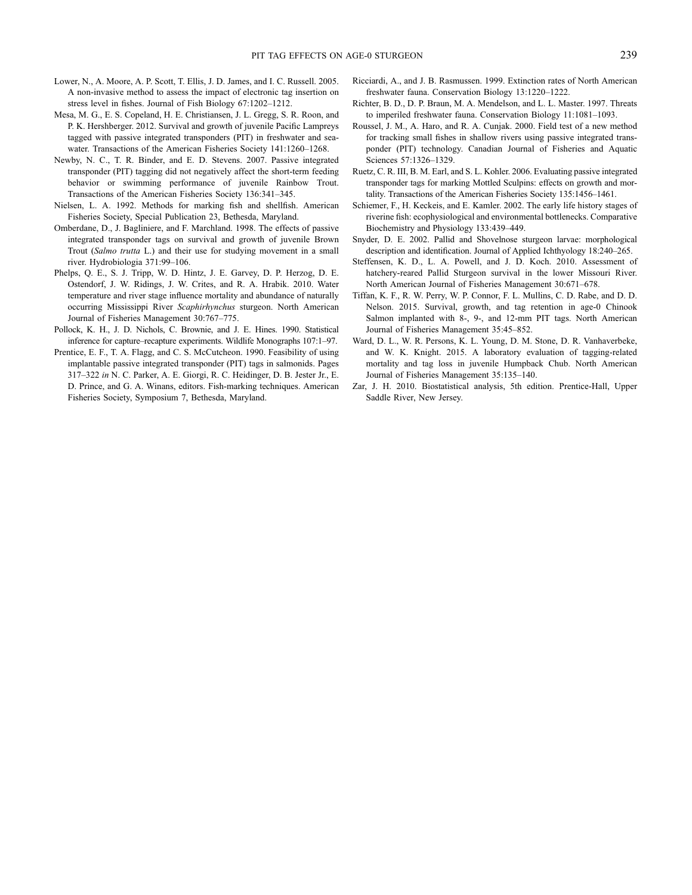Lower, N., A. Moore, A. P. Scott, T. Ellis, J. D. James, and I. C. Russell. 2005. A non-invasive method to assess the impact of electronic tag insertion on stress level in fishes. Journal of Fish Biology 67:1202–1212.

Mesa, M. G., E. S. Copeland, H. E. Christiansen, J. L. Gregg, S. R. Roon, and P. K. Hershberger. 2012. Survival and growth of juvenile Pacific Lampreys tagged with passive integrated transponders (PIT) in freshwater and seawater. Transactions of the American Fisheries Society 141:1260–1268.

Newby, N. C., T. R. Binder, and E. D. Stevens. 2007. Passive integrated transponder (PIT) tagging did not negatively affect the short-term feeding behavior or swimming performance of juvenile Rainbow Trout. Transactions of the American Fisheries Society 136:341–345.

Nielsen, L. A. 1992. Methods for marking fish and shellfish. American Fisheries Society, Special Publication 23, Bethesda, Maryland.

Omberdane, D., J. Bagliniere, and F. Marchland. 1998. The effects of passive integrated transponder tags on survival and growth of juvenile Brown Trout (*Salmo trutta* L.) and their use for studying movement in a small river. Hydrobiologia 371:99–106.

Phelps, Q. E., S. J. Tripp, W. D. Hintz, J. E. Garvey, D. P. Herzog, D. E. Ostendorf, J. W. Ridings, J. W. Crites, and R. A. Hrabik. 2010. Water temperature and river stage influence mortality and abundance of naturally occurring Mississippi River *Scaphirhynchus* sturgeon. North American Journal of Fisheries Management 30:767–775.

Pollock, K. H., J. D. Nichols, C. Brownie, and J. E. Hines. 1990. Statistical inference for capture–recapture experiments. Wildlife Monographs 107:1–97.

Prentice, E. F., T. A. Flagg, and C. S. McCutcheon. 1990. Feasibility of using implantable passive integrated transponder (PIT) tags in salmonids. Pages 317–322 *in* N. C. Parker, A. E. Giorgi, R. C. Heidinger, D. B. Jester Jr., E. D. Prince, and G. A. Winans, editors. Fish-marking techniques. American Fisheries Society, Symposium 7, Bethesda, Maryland.

Ricciardi, A., and J. B. Rasmussen. 1999. Extinction rates of North American freshwater fauna. Conservation Biology 13:1220–1222.

Richter, B. D., D. P. Braun, M. A. Mendelson, and L. L. Master. 1997. Threats to imperiled freshwater fauna. Conservation Biology 11:1081–1093.

Roussel, J. M., A. Haro, and R. A. Cunjak. 2000. Field test of a new method for tracking small fishes in shallow rivers using passive integrated transponder (PIT) technology. Canadian Journal of Fisheries and Aquatic Sciences 57:1326–1329.

Ruetz, C. R. III, B. M. Earl, and S. L. Kohler. 2006. Evaluating passive integrated transponder tags for marking Mottled Sculpins: effects on growth and mortality. Transactions of the American Fisheries Society 135:1456–1461.

Schiemer, F., H. Keckeis, and E. Kamler. 2002. The early life history stages of riverine fish: ecophysiological and environmental bottlenecks. Comparative Biochemistry and Physiology 133:439–449.

Snyder, D. E. 2002. Pallid and Shovelnose sturgeon larvae: morphological description and identification. Journal of Applied Ichthyology 18:240–265.

Steffensen, K. D., L. A. Powell, and J. D. Koch. 2010. Assessment of hatchery-reared Pallid Sturgeon survival in the lower Missouri River. North American Journal of Fisheries Management 30:671–678.

Tiffan, K. F., R. W. Perry, W. P. Connor, F. L. Mullins, C. D. Rabe, and D. D. Nelson. 2015. Survival, growth, and tag retention in age-0 Chinook Salmon implanted with 8-, 9-, and 12-mm PIT tags. North American Journal of Fisheries Management 35:45–852.

Ward, D. L., W. R. Persons, K. L. Young, D. M. Stone, D. R. Vanhaverbeke, and W. K. Knight. 2015. A laboratory evaluation of tagging-related mortality and tag loss in juvenile Humpback Chub. North American Journal of Fisheries Management 35:135–140.

Zar, J. H. 2010. Biostatistical analysis, 5th edition. Prentice-Hall, Upper Saddle River, New Jersey.